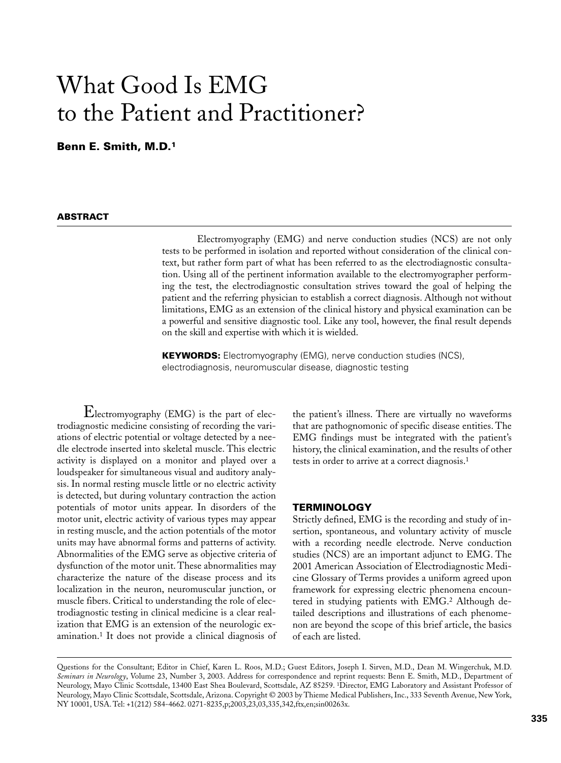# What Good Is EMG to the Patient and Practitioner?

**Benn E. Smith, M.D.[1]**

## ABSTRACT

Electromyography (EMG) and nerve conduction studies (NCS) are not only tests to be performed in isolation and reported without consideration of the clinical context, but rather form part of what has been referred to as the electrodiagnostic consultation. Using all of the pertinent information available to the electromyographer performing the test, the electrodiagnostic consultation strives toward the goal of helping the patient and the referring physician to establish a correct diagnosis. Although not without limitations, EMG as an extension of the clinical history and physical examination can be a powerful and sensitive diagnostic tool. Like any tool, however, the final result depends on the skill and expertise with which it is wielded.

**KEYWORDS:** Electromyography (EMG), nerve conduction studies (NCS), electrodiagnosis, neuromuscular disease, diagnostic testing

Electromyography (EMG) is the part of electrodiagnostic medicine consisting of recording the variations of electric potential or voltage detected by a needle electrode inserted into skeletal muscle. This electric activity is displayed on a monitor and played over a loudspeaker for simultaneous visual and auditory analysis. In normal resting muscle little or no electric activity is detected, but during voluntary contraction the action potentials of motor units appear. In disorders of the motor unit, electric activity of various types may appear in resting muscle, and the action potentials of the motor units may have abnormal forms and patterns of activity. Abnormalities of the EMG serve as objective criteria of dysfunction of the motor unit. These abnormalities may characterize the nature of the disease process and its localization in the neuron, neuromuscular junction, or muscle fibers. Critical to understanding the role of electrodiagnostic testing in clinical medicine is a clear realization that EMG is an extension of the neurologic examination.[1] It does not provide a clinical diagnosis of the patient's illness. There are virtually no waveforms that are pathognomonic of specific disease entities. The EMG findings must be integrated with the patient's history, the clinical examination, and the results of other tests in order to arrive at a correct diagnosis.[1]

## TERMINOLOGY

Strictly defined, EMG is the recording and study of insertion, spontaneous, and voluntary activity of muscle with a recording needle electrode. Nerve conduction studies (NCS) are an important adjunct to EMG. The 2001 American Association of Electrodiagnostic Medicine Glossary of Terms provides a uniform agreed upon framework for expressing electric phenomena encountered in studying patients with EMG.[2] Although detailed descriptions and illustrations of each phenomenon are beyond the scope of this brief article, the basics of each are listed.

Questions for the Consultant; Editor in Chief, Karen L. Roos, M.D.; Guest Editors, Joseph I. Sirven, M.D., Dean M. Wingerchuk, M.D. *Seminars in Neurology*, Volume 23, Number 3, 2003. Address for correspondence and reprint requests: Benn E. Smith, M.D., Department of Neurology, Mayo Clinic Scottsdale, 13400 East Shea Boulevard, Scottsdale, AZ 85259. [1]Director, EMG Laboratory and Assistant Professor of Neurology, Mayo Clinic Scottsdale, Scottsdale, Arizona. Copyright © 2003 by Thieme Medical Publishers, Inc., 333 Seventh Avenue, New York, NY 10001, USA. Tel: +1(212) 584-4662. 0271-8235,p;2003,23,03,335,342,ftx,en;sin00263x.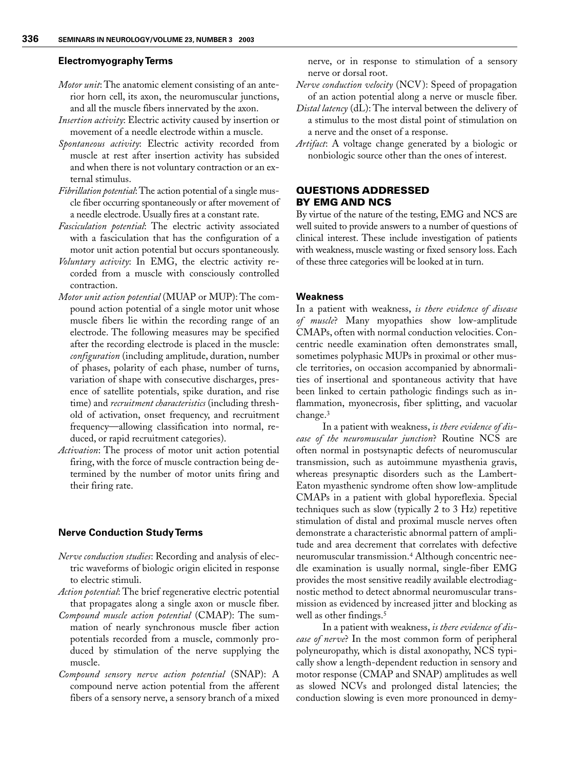### Electromyography Terms

*Motor unit*: The anatomic element consisting of an anterior horn cell, its axon, the neuromuscular junctions, and all the muscle fibers innervated by the axon.

*Insertion activity*: Electric activity caused by insertion or movement of a needle electrode within a muscle.

*Spontaneous activity*: Electric activity recorded from muscle at rest after insertion activity has subsided and when there is not voluntary contraction or an external stimulus.

*Fibrillation potential*: The action potential of a single muscle fiber occurring spontaneously or after movement of a needle electrode. Usually fires at a constant rate.

*Fasciculation potential*: The electric activity associated with a fasciculation that has the configuration of a motor unit action potential but occurs spontaneously.

*Voluntary activity*: In EMG, the electric activity recorded from a muscle with consciously controlled contraction.

*Motor unit action potential* (MUAP or MUP): The compound action potential of a single motor unit whose muscle fibers lie within the recording range of an electrode. The following measures may be specified after the recording electrode is placed in the muscle: *configuration* (including amplitude, duration, number of phases, polarity of each phase, number of turns, variation of shape with consecutive discharges, presence of satellite potentials, spike duration, and rise time) and *recruitment characteristics* (including threshold of activation, onset frequency, and recruitment frequency—allowing classification into normal, reduced, or rapid recruitment categories).

*Activation*: The process of motor unit action potential firing, with the force of muscle contraction being determined by the number of motor units firing and their firing rate.

### Nerve Conduction Study Terms

*Nerve conduction studies*: Recording and analysis of electric waveforms of biologic origin elicited in response to electric stimuli.

*Action potential*: The brief regenerative electric potential that propagates along a single axon or muscle fiber.

*Compound muscle action potential* (CMAP): The summation of nearly synchronous muscle fiber action potentials recorded from a muscle, commonly produced by stimulation of the nerve supplying the muscle.

*Compound sensory nerve action potential* (SNAP): A compound nerve action potential from the afferent fibers of a sensory nerve, a sensory branch of a mixed nerve, or in response to stimulation of a sensory nerve or dorsal root.

*Nerve conduction velocity* (NCV): Speed of propagation of an action potential along a nerve or muscle fiber.

*Distal latency* (dL): The interval between the delivery of a stimulus to the most distal point of stimulation on a nerve and the onset of a response.

*Artifact*: A voltage change generated by a biologic or nonbiologic source other than the ones of interest.

## QUESTIONS ADDRESSED BY EMG AND NCS

By virtue of the nature of the testing, EMG and NCS are well suited to provide answers to a number of questions of clinical interest. These include investigation of patients with weakness, muscle wasting or fixed sensory loss. Each of these three categories will be looked at in turn.

### Weakness

In a patient with weakness, *is there evidence of disease of muscle*? Many myopathies show low-amplitude CMAPs, often with normal conduction velocities. Concentric needle examination often demonstrates small, sometimes polyphasic MUPs in proximal or other muscle territories, on occasion accompanied by abnormalities of insertional and spontaneous activity that have been linked to certain pathologic findings such as inflammation, myonecrosis, fiber splitting, and vacuolar change.[3]

In a patient with weakness, *is there evidence of disease of the neuromuscular junction*? Routine NCS are often normal in postsynaptic defects of neuromuscular transmission, such as autoimmune myasthenia gravis, whereas presynaptic disorders such as the Lambert-Eaton myasthenic syndrome often show low-amplitude CMAPs in a patient with global hyporeflexia. Special techniques such as slow (typically 2 to 3 Hz) repetitive stimulation of distal and proximal muscle nerves often demonstrate a characteristic abnormal pattern of amplitude and area decrement that correlates with defective neuromuscular transmission.[4] Although concentric needle examination is usually normal, single-fiber EMG provides the most sensitive readily available electrodiagnostic method to detect abnormal neuromuscular transmission as evidenced by increased jitter and blocking as well as other findings.[5]

In a patient with weakness, *is there evidence of disease of nerve*? In the most common form of peripheral polyneuropathy, which is distal axonopathy, NCS typically show a length-dependent reduction in sensory and motor response (CMAP and SNAP) amplitudes as well as slowed NCVs and prolonged distal latencies; the conduction slowing is even more pronounced in demy-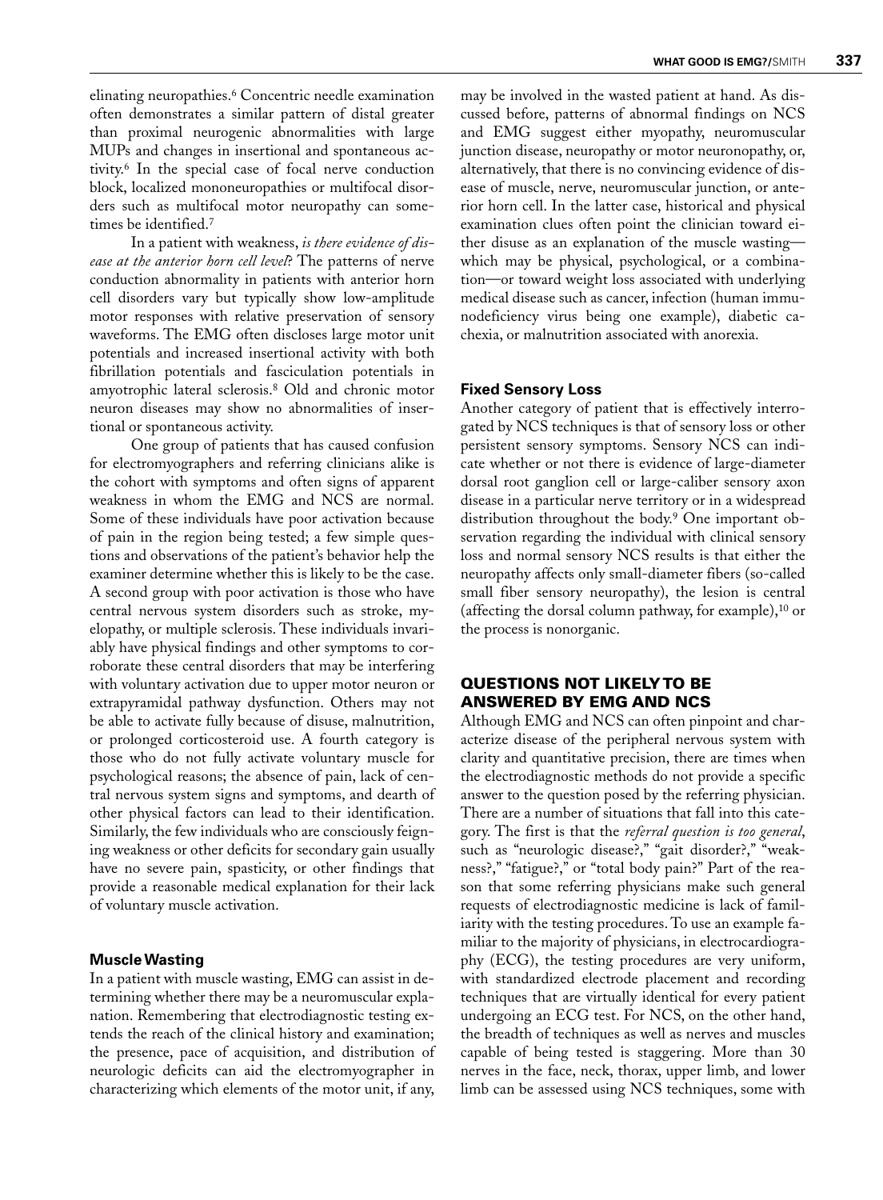elinating neuropathies.[6] Concentric needle examination often demonstrates a similar pattern of distal greater than proximal neurogenic abnormalities with large MUPs and changes in insertional and spontaneous activity.[6] In the special case of focal nerve conduction block, localized mononeuropathies or multifocal disorders such as multifocal motor neuropathy can sometimes be identified.[7]

In a patient with weakness, *is there evidence of disease at the anterior horn cell level*? The patterns of nerve conduction abnormality in patients with anterior horn cell disorders vary but typically show low-amplitude motor responses with relative preservation of sensory waveforms. The EMG often discloses large motor unit potentials and increased insertional activity with both fibrillation potentials and fasciculation potentials in amyotrophic lateral sclerosis.[8] Old and chronic motor neuron diseases may show no abnormalities of insertional or spontaneous activity.

One group of patients that has caused confusion for electromyographers and referring clinicians alike is the cohort with symptoms and often signs of apparent weakness in whom the EMG and NCS are normal. Some of these individuals have poor activation because of pain in the region being tested; a few simple questions and observations of the patient's behavior help the examiner determine whether this is likely to be the case. A second group with poor activation is those who have central nervous system disorders such as stroke, myelopathy, or multiple sclerosis. These individuals invariably have physical findings and other symptoms to corroborate these central disorders that may be interfering with voluntary activation due to upper motor neuron or extrapyramidal pathway dysfunction. Others may not be able to activate fully because of disuse, malnutrition, or prolonged corticosteroid use. A fourth category is those who do not fully activate voluntary muscle for psychological reasons; the absence of pain, lack of central nervous system signs and symptoms, and dearth of other physical factors can lead to their identification. Similarly, the few individuals who are consciously feigning weakness or other deficits for secondary gain usually have no severe pain, spasticity, or other findings that provide a reasonable medical explanation for their lack of voluntary muscle activation.

### Muscle Wasting

In a patient with muscle wasting, EMG can assist in determining whether there may be a neuromuscular explanation. Remembering that electrodiagnostic testing extends the reach of the clinical history and examination; the presence, pace of acquisition, and distribution of neurologic deficits can aid the electromyographer in characterizing which elements of the motor unit, if any, may be involved in the wasted patient at hand. As discussed before, patterns of abnormal findings on NCS and EMG suggest either myopathy, neuromuscular junction disease, neuropathy or motor neuronopathy, or, alternatively, that there is no convincing evidence of disease of muscle, nerve, neuromuscular junction, or anterior horn cell. In the latter case, historical and physical examination clues often point the clinician toward either disuse as an explanation of the muscle wasting—which may be physical, psychological, or a combination—or toward weight loss associated with underlying medical disease such as cancer, infection (human immunodeficiency virus being one example), diabetic cachexia, or malnutrition associated with anorexia.

### Fixed Sensory Loss

Another category of patient that is effectively interrogated by NCS techniques is that of sensory loss or other persistent sensory symptoms. Sensory NCS can indicate whether or not there is evidence of large-diameter dorsal root ganglion cell or large-caliber sensory axon disease in a particular nerve territory or in a widespread distribution throughout the body.[9] One important observation regarding the individual with clinical sensory loss and normal sensory NCS results is that either the neuropathy affects only small-diameter fibers (so-called small fiber sensory neuropathy), the lesion is central (affecting the dorsal column pathway, for example),[10] or the process is nonorganic.

## QUESTIONS NOT LIKELY TO BE ANSWERED BY EMG AND NCS

Although EMG and NCS can often pinpoint and characterize disease of the peripheral nervous system with clarity and quantitative precision, there are times when the electrodiagnostic methods do not provide a specific answer to the question posed by the referring physician. There are a number of situations that fall into this category. The first is that the *referral question is too general*, such as "neurologic disease?," "gait disorder?," "weakness?," "fatigue?," or "total body pain?" Part of the reason that some referring physicians make such general requests of electrodiagnostic medicine is lack of familiarity with the testing procedures. To use an example familiar to the majority of physicians, in electrocardiography (ECG), the testing procedures are very uniform, with standardized electrode placement and recording techniques that are virtually identical for every patient undergoing an ECG test. For NCS, on the other hand, the breadth of techniques as well as nerves and muscles capable of being tested is staggering. More than 30 nerves in the face, neck, thorax, upper limb, and lower limb can be assessed using NCS techniques, some with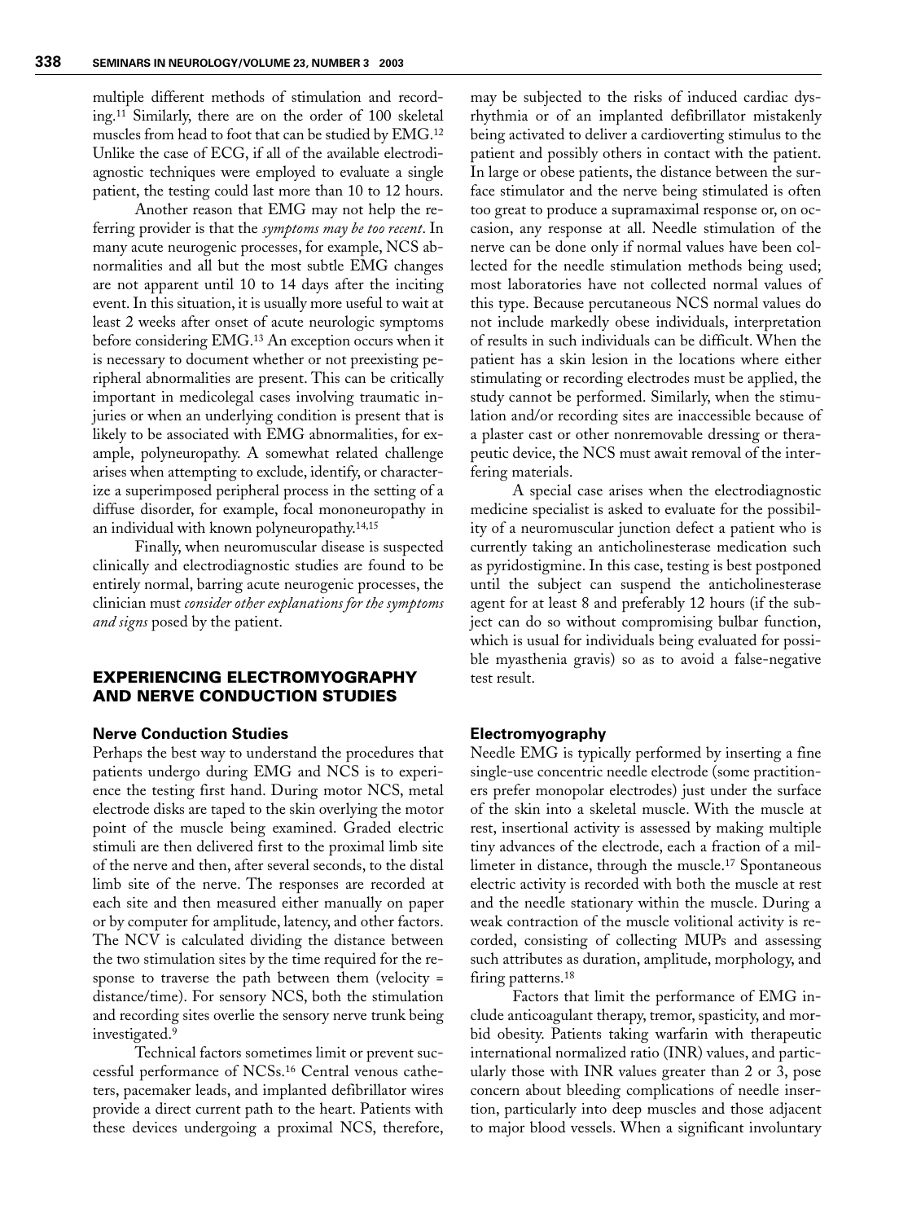multiple different methods of stimulation and recording.[11] Similarly, there are on the order of 100 skeletal muscles from head to foot that can be studied by EMG.[12] Unlike the case of ECG, if all of the available electrodiagnostic techniques were employed to evaluate a single patient, the testing could last more than 10 to 12 hours.

Another reason that EMG may not help the referring provider is that the *symptoms may be too recent*. In many acute neurogenic processes, for example, NCS abnormalities and all but the most subtle EMG changes are not apparent until 10 to 14 days after the inciting event. In this situation, it is usually more useful to wait at least 2 weeks after onset of acute neurologic symptoms before considering EMG.[13] An exception occurs when it is necessary to document whether or not preexisting peripheral abnormalities are present. This can be critically important in medicolegal cases involving traumatic injuries or when an underlying condition is present that is likely to be associated with EMG abnormalities, for example, polyneuropathy. A somewhat related challenge arises when attempting to exclude, identify, or characterize a superimposed peripheral process in the setting of a diffuse disorder, for example, focal mononeuropathy in an individual with known polyneuropathy.[14,15]

Finally, when neuromuscular disease is suspected clinically and electrodiagnostic studies are found to be entirely normal, barring acute neurogenic processes, the clinician must *consider other explanations for the symptoms and signs* posed by the patient.

## EXPERIENCING ELECTROMYOGRAPHY AND NERVE CONDUCTION STUDIES

### Nerve Conduction Studies

Perhaps the best way to understand the procedures that patients undergo during EMG and NCS is to experience the testing first hand. During motor NCS, metal electrode disks are taped to the skin overlying the motor point of the muscle being examined. Graded electric stimuli are then delivered first to the proximal limb site of the nerve and then, after several seconds, to the distal limb site of the nerve. The responses are recorded at each site and then measured either manually on paper or by computer for amplitude, latency, and other factors. The NCV is calculated dividing the distance between the two stimulation sites by the time required for the response to traverse the path between them (velocity = distance/time). For sensory NCS, both the stimulation and recording sites overlie the sensory nerve trunk being investigated.[9]

Technical factors sometimes limit or prevent successful performance of NCSs.[16] Central venous catheters, pacemaker leads, and implanted defibrillator wires provide a direct current path to the heart. Patients with these devices undergoing a proximal NCS, therefore, may be subjected to the risks of induced cardiac dysrhythmia or of an implanted defibrillator mistakenly being activated to deliver a cardioverting stimulus to the patient and possibly others in contact with the patient. In large or obese patients, the distance between the surface stimulator and the nerve being stimulated is often too great to produce a supramaximal response or, on occasion, any response at all. Needle stimulation of the nerve can be done only if normal values have been collected for the needle stimulation methods being used; most laboratories have not collected normal values of this type. Because percutaneous NCS normal values do not include markedly obese individuals, interpretation of results in such individuals can be difficult. When the patient has a skin lesion in the locations where either stimulating or recording electrodes must be applied, the study cannot be performed. Similarly, when the stimulation and/or recording sites are inaccessible because of a plaster cast or other nonremovable dressing or therapeutic device, the NCS must await removal of the interfering materials.

A special case arises when the electrodiagnostic medicine specialist is asked to evaluate for the possibility of a neuromuscular junction defect a patient who is currently taking an anticholinesterase medication such as pyridostigmine. In this case, testing is best postponed until the subject can suspend the anticholinesterase agent for at least 8 and preferably 12 hours (if the subject can do so without compromising bulbar function, which is usual for individuals being evaluated for possible myasthenia gravis) so as to avoid a false-negative test result.

### Electromyography

Needle EMG is typically performed by inserting a fine single-use concentric needle electrode (some practitioners prefer monopolar electrodes) just under the surface of the skin into a skeletal muscle. With the muscle at rest, insertional activity is assessed by making multiple tiny advances of the electrode, each a fraction of a millimeter in distance, through the muscle.[17] Spontaneous electric activity is recorded with both the muscle at rest and the needle stationary within the muscle. During a weak contraction of the muscle volitional activity is recorded, consisting of collecting MUPs and assessing such attributes as duration, amplitude, morphology, and firing patterns.[18]

Factors that limit the performance of EMG include anticoagulant therapy, tremor, spasticity, and morbid obesity. Patients taking warfarin with therapeutic international normalized ratio (INR) values, and particularly those with INR values greater than 2 or 3, pose concern about bleeding complications of needle insertion, particularly into deep muscles and those adjacent to major blood vessels. When a significant involuntary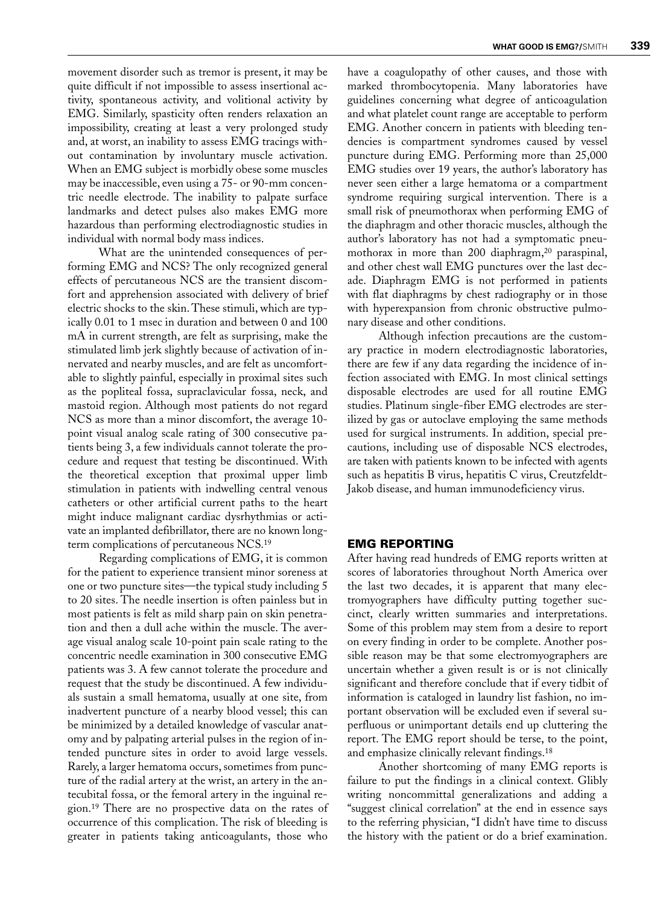movement disorder such as tremor is present, it may be quite difficult if not impossible to assess insertional activity, spontaneous activity, and volitional activity by EMG. Similarly, spasticity often renders relaxation an impossibility, creating at least a very prolonged study and, at worst, an inability to assess EMG tracings without contamination by involuntary muscle activation. When an EMG subject is morbidly obese some muscles may be inaccessible, even using a 75- or 90-mm concentric needle electrode. The inability to palpate surface landmarks and detect pulses also makes EMG more hazardous than performing electrodiagnostic studies in individual with normal body mass indices.

What are the unintended consequences of performing EMG and NCS? The only recognized general effects of percutaneous NCS are the transient discomfort and apprehension associated with delivery of brief electric shocks to the skin. These stimuli, which are typically 0.01 to 1 msec in duration and between 0 and 100 mA in current strength, are felt as surprising, make the stimulated limb jerk slightly because of activation of innervated and nearby muscles, and are felt as uncomfortable to slightly painful, especially in proximal sites such as the popliteal fossa, supraclavicular fossa, neck, and mastoid region. Although most patients do not regard NCS as more than a minor discomfort, the average 10-point visual analog scale rating of 300 consecutive patients being 3, a few individuals cannot tolerate the procedure and request that testing be discontinued. With the theoretical exception that proximal upper limb stimulation in patients with indwelling central venous catheters or other artificial current paths to the heart might induce malignant cardiac dysrhythmias or activate an implanted defibrillator, there are no known long-term complications of percutaneous NCS.[19]

Regarding complications of EMG, it is common for the patient to experience transient minor soreness at one or two puncture sites—the typical study including 5 to 20 sites. The needle insertion is often painless but in most patients is felt as mild sharp pain on skin penetration and then a dull ache within the muscle. The average visual analog scale 10-point pain scale rating to the concentric needle examination in 300 consecutive EMG patients was 3. A few cannot tolerate the procedure and request that the study be discontinued. A few individuals sustain a small hematoma, usually at one site, from inadvertent puncture of a nearby blood vessel; this can be minimized by a detailed knowledge of vascular anatomy and by palpating arterial pulses in the region of intended puncture sites in order to avoid large vessels. Rarely, a larger hematoma occurs, sometimes from puncture of the radial artery at the wrist, an artery in the antecubital fossa, or the femoral artery in the inguinal region.[19] There are no prospective data on the rates of occurrence of this complication. The risk of bleeding is greater in patients taking anticoagulants, those who have a coagulopathy of other causes, and those with marked thrombocytopenia. Many laboratories have guidelines concerning what degree of anticoagulation and what platelet count range are acceptable to perform EMG. Another concern in patients with bleeding tendencies is compartment syndromes caused by vessel puncture during EMG. Performing more than 25,000 EMG studies over 19 years, the author's laboratory has never seen either a large hematoma or a compartment syndrome requiring surgical intervention. There is a small risk of pneumothorax when performing EMG of the diaphragm and other thoracic muscles, although the author's laboratory has not had a symptomatic pneumothorax in more than 200 diaphragm,[20] paraspinal, and other chest wall EMG punctures over the last decade. Diaphragm EMG is not performed in patients with flat diaphragms by chest radiography or in those with hyperexpansion from chronic obstructive pulmonary disease and other conditions.

Although infection precautions are the customary practice in modern electrodiagnostic laboratories, there are few if any data regarding the incidence of infection associated with EMG. In most clinical settings disposable electrodes are used for all routine EMG studies. Platinum single-fiber EMG electrodes are sterilized by gas or autoclave employing the same methods used for surgical instruments. In addition, special precautions, including use of disposable NCS electrodes, are taken with patients known to be infected with agents such as hepatitis B virus, hepatitis C virus, Creutzfeldt-Jakob disease, and human immunodeficiency virus.

## EMG REPORTING

After having read hundreds of EMG reports written at scores of laboratories throughout North America over the last two decades, it is apparent that many electromyographers have difficulty putting together succinct, clearly written summaries and interpretations. Some of this problem may stem from a desire to report on every finding in order to be complete. Another possible reason may be that some electromyographers are uncertain whether a given result is or is not clinically significant and therefore conclude that if every tidbit of information is cataloged in laundry list fashion, no important observation will be excluded even if several superfluous or unimportant details end up cluttering the report. The EMG report should be terse, to the point, and emphasize clinically relevant findings.[18]

Another shortcoming of many EMG reports is failure to put the findings in a clinical context. Glibly writing noncommittal generalizations and adding a "suggest clinical correlation" at the end in essence says to the referring physician, "I didn't have time to discuss the history with the patient or do a brief examination.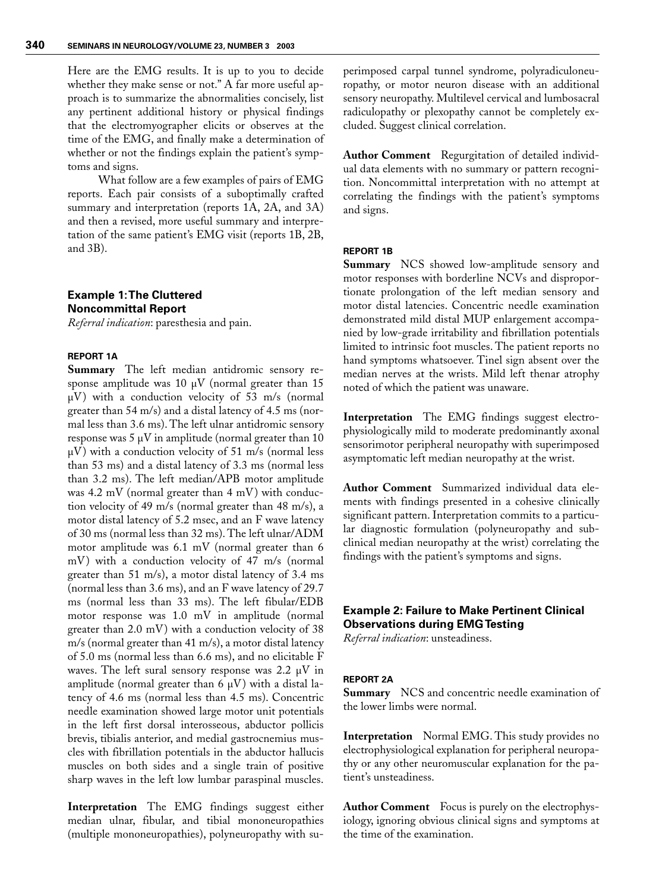Here are the EMG results. It is up to you to decide whether they make sense or not." A far more useful approach is to summarize the abnormalities concisely, list any pertinent additional history or physical findings that the electromyographer elicits or observes at the time of the EMG, and finally make a determination of whether or not the findings explain the patient's symptoms and signs.

What follow are a few examples of pairs of EMG reports. Each pair consists of a suboptimally crafted summary and interpretation (reports 1A, 2A, and 3A) and then a revised, more useful summary and interpretation of the same patient's EMG visit (reports 1B, 2B, and 3B).

### Example 1: The Cluttered Noncommittal Report

*Referral indication*: paresthesia and pain.

#### REPORT 1A

**Summary** The left median antidromic sensory response amplitude was 10 μV (normal greater than 15 μV) with a conduction velocity of 53 m/s (normal greater than 54 m/s) and a distal latency of 4.5 ms (normal less than 3.6 ms). The left ulnar antidromic sensory response was 5 μV in amplitude (normal greater than 10 μV) with a conduction velocity of 51 m/s (normal less than 53 ms) and a distal latency of 3.3 ms (normal less than 3.2 ms). The left median/APB motor amplitude was 4.2 mV (normal greater than 4 mV) with conduction velocity of 49 m/s (normal greater than 48 m/s), a motor distal latency of 5.2 msec, and an F wave latency of 30 ms (normal less than 32 ms). The left ulnar/ADM motor amplitude was 6.1 mV (normal greater than 6 mV) with a conduction velocity of 47 m/s (normal greater than 51 m/s), a motor distal latency of 3.4 ms (normal less than 3.6 ms), and an F wave latency of 29.7 ms (normal less than 33 ms). The left fibular/EDB motor response was 1.0 mV in amplitude (normal greater than 2.0 mV) with a conduction velocity of 38 m/s (normal greater than 41 m/s), a motor distal latency of 5.0 ms (normal less than 6.6 ms), and no elicitable F waves. The left sural sensory response was 2.2 μV in amplitude (normal greater than 6 μV) with a distal latency of 4.6 ms (normal less than 4.5 ms). Concentric needle examination showed large motor unit potentials in the left first dorsal interosseous, abductor pollicis brevis, tibialis anterior, and medial gastrocnemius muscles with fibrillation potentials in the abductor hallucis muscles on both sides and a single train of positive sharp waves in the left low lumbar paraspinal muscles.

**Interpretation** The EMG findings suggest either median ulnar, fibular, and tibial mononeuropathies (multiple mononeuropathies), polyneuropathy with superimposed carpal tunnel syndrome, polyradiculoneuropathy, or motor neuron disease with an additional sensory neuropathy. Multilevel cervical and lumbosacral radiculopathy or plexopathy cannot be completely excluded. Suggest clinical correlation.

**Author Comment** Regurgitation of detailed individual data elements with no summary or pattern recognition. Noncommittal interpretation with no attempt at correlating the findings with the patient's symptoms and signs.

#### REPORT 1B

**Summary** NCS showed low-amplitude sensory and motor responses with borderline NCVs and disproportionate prolongation of the left median sensory and motor distal latencies. Concentric needle examination demonstrated mild distal MUP enlargement accompanied by low-grade irritability and fibrillation potentials limited to intrinsic foot muscles. The patient reports no hand symptoms whatsoever. Tinel sign absent over the median nerves at the wrists. Mild left thenar atrophy noted of which the patient was unaware.

**Interpretation** The EMG findings suggest electrophysiologically mild to moderate predominantly axonal sensorimotor peripheral neuropathy with superimposed asymptomatic left median neuropathy at the wrist.

**Author Comment** Summarized individual data elements with findings presented in a cohesive clinically significant pattern. Interpretation commits to a particular diagnostic formulation (polyneuropathy and subclinical median neuropathy at the wrist) correlating the findings with the patient's symptoms and signs.

### Example 2: Failure to Make Pertinent Clinical Observations during EMG Testing

*Referral indication*: unsteadiness.

#### REPORT 2A

**Summary** NCS and concentric needle examination of the lower limbs were normal.

**Interpretation** Normal EMG. This study provides no electrophysiological explanation for peripheral neuropathy or any other neuromuscular explanation for the patient's unsteadiness.

**Author Comment** Focus is purely on the electrophysiology, ignoring obvious clinical signs and symptoms at the time of the examination.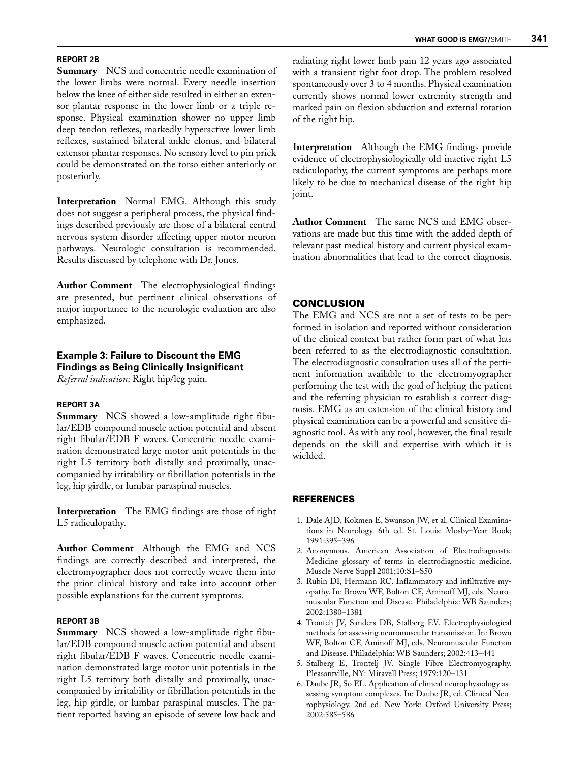#### REPORT 2B

**Summary** NCS and concentric needle examination of the lower limbs were normal. Every needle insertion below the knee of either side resulted in either an extensor plantar response in the lower limb or a triple response. Physical examination shower no upper limb deep tendon reflexes, markedly hyperactive lower limb reflexes, sustained bilateral ankle clonus, and bilateral extensor plantar responses. No sensory level to pin prick could be demonstrated on the torso either anteriorly or posteriorly.

**Interpretation** Normal EMG. Although this study does not suggest a peripheral process, the physical findings described previously are those of a bilateral central nervous system disorder affecting upper motor neuron pathways. Neurologic consultation is recommended. Results discussed by telephone with Dr. Jones.

**Author Comment** The electrophysiological findings are presented, but pertinent clinical observations of major importance to the neurologic evaluation are also emphasized.

### Example 3: Failure to Discount the EMG Findings as Being Clinically Insignificant

*Referral indication*: Right hip/leg pain.

#### REPORT 3A

**Summary** NCS showed a low-amplitude right fibular/EDB compound muscle action potential and absent right fibular/EDB F waves. Concentric needle examination demonstrated large motor unit potentials in the right L5 territory both distally and proximally, unaccompanied by irritability or fibrillation potentials in the leg, hip girdle, or lumbar paraspinal muscles.

**Interpretation** The EMG findings are those of right L5 radiculopathy.

**Author Comment** Although the EMG and NCS findings are correctly described and interpreted, the electromyographer does not correctly weave them into the prior clinical history and take into account other possible explanations for the current symptoms.

#### REPORT 3B

**Summary** NCS showed a low-amplitude right fibular/EDB compound muscle action potential and absent right fibular/EDB F waves. Concentric needle examination demonstrated large motor unit potentials in the right L5 territory both distally and proximally, unaccompanied by irritability or fibrillation potentials in the leg, hip girdle, or lumbar paraspinal muscles. The patient reported having an episode of severe low back and radiating right lower limb pain 12 years ago associated with a transient right foot drop. The problem resolved spontaneously over 3 to 4 months. Physical examination currently shows normal lower extremity strength and marked pain on flexion abduction and external rotation of the right hip.

**Interpretation** Although the EMG findings provide evidence of electrophysiologically old inactive right L5 radiculopathy, the current symptoms are perhaps more likely to be due to mechanical disease of the right hip joint.

**Author Comment** The same NCS and EMG observations are made but this time with the added depth of relevant past medical history and current physical examination abnormalities that lead to the correct diagnosis.

## CONCLUSION

The EMG and NCS are not a set of tests to be performed in isolation and reported without consideration of the clinical context but rather form part of what has been referred to as the electrodiagnostic consultation. The electrodiagnostic consultation uses all of the pertinent information available to the electromyographer performing the test with the goal of helping the patient and the referring physician to establish a correct diagnosis. EMG as an extension of the clinical history and physical examination can be a powerful and sensitive diagnostic tool. As with any tool, however, the final result depends on the skill and expertise with which it is wielded.

## REFERENCES

1. Dale AJD, Kokmen E, Swanson JW, et al. Clinical Examinations in Neurology. 6th ed. St. Louis: Mosby–Year Book; 1991:395–396
2. Anonymous. American Association of Electrodiagnostic Medicine glossary of terms in electrodiagnostic medicine. Muscle Nerve Suppl 2001;10:S1–S50
3. Rubin DI, Hermann RC. Inflammatory and infiltrative myopathy. In: Brown WF, Bolton CF, Aminoff MJ, eds. Neuromuscular Function and Disease. Philadelphia: WB Saunders; 2002:1380–1381
4. Trontelj JV, Sanders DB, Stalberg EV. Electrophysiological methods for assessing neuromuscular transmission. In: Brown WF, Bolton CF, Aminoff MJ, eds. Neuromuscular Function and Disease. Philadelphia: WB Saunders; 2002:413–441
5. Stalberg E, Trontelj JV. Single Fibre Electromyography. Pleasantville, NY: Miravell Press; 1979:120–131
6. Daube JR, So EL. Application of clinical neurophysiology assessing symptom complexes. In: Daube JR, ed. Clinical Neurophysiology. 2nd ed. New York: Oxford University Press; 2002:585–586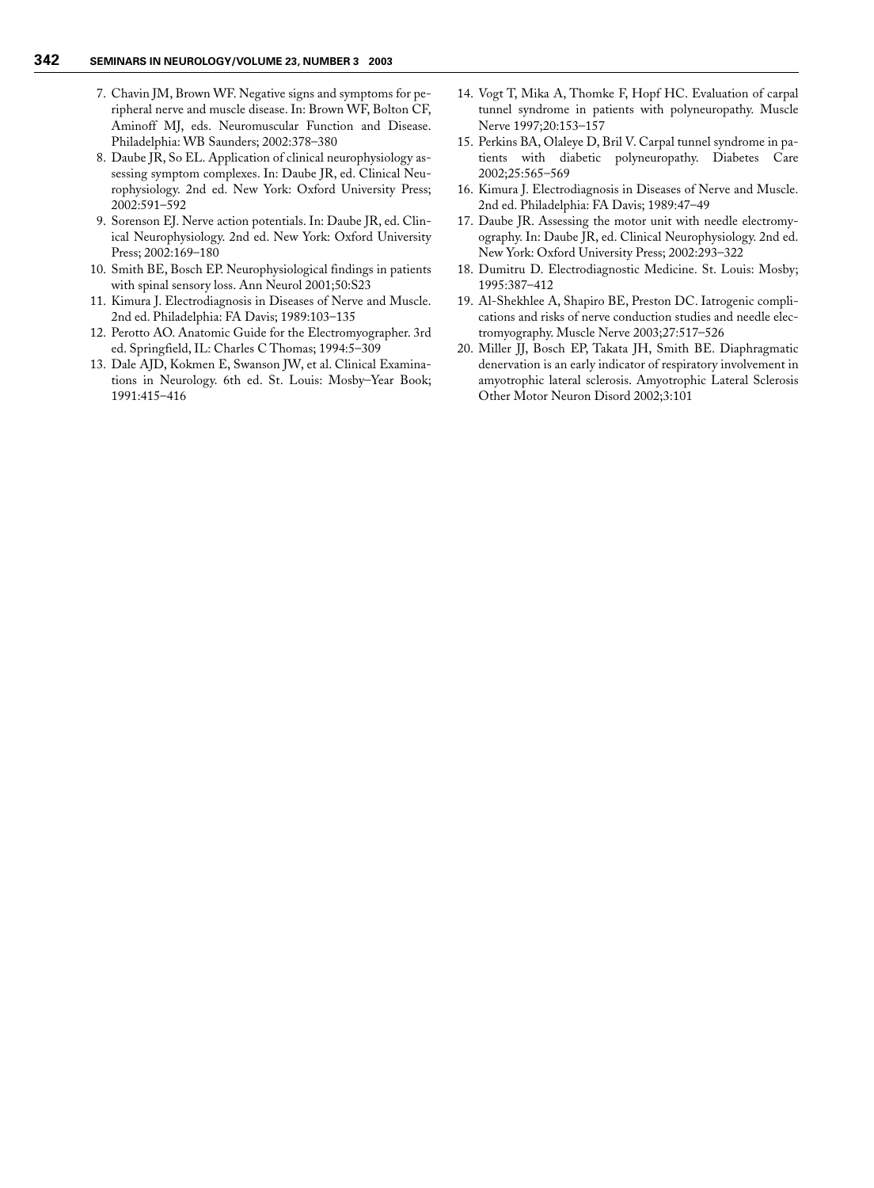7. Chavin JM, Brown WF. Negative signs and symptoms for peripheral nerve and muscle disease. In: Brown WF, Bolton CF, Aminoff MJ, eds. Neuromuscular Function and Disease. Philadelphia: WB Saunders; 2002:378–380
8. Daube JR, So EL. Application of clinical neurophysiology assessing symptom complexes. In: Daube JR, ed. Clinical Neurophysiology. 2nd ed. New York: Oxford University Press; 2002:591–592
9. Sorenson EJ. Nerve action potentials. In: Daube JR, ed. Clinical Neurophysiology. 2nd ed. New York: Oxford University Press; 2002:169–180
10. Smith BE, Bosch EP. Neurophysiological findings in patients with spinal sensory loss. Ann Neurol 2001;50:S23
11. Kimura J. Electrodiagnosis in Diseases of Nerve and Muscle. 2nd ed. Philadelphia: FA Davis; 1989:103–135
12. Perotto AO. Anatomic Guide for the Electromyographer. 3rd ed. Springfield, IL: Charles C Thomas; 1994:5–309
13. Dale AJD, Kokmen E, Swanson JW, et al. Clinical Examinations in Neurology. 6th ed. St. Louis: Mosby–Year Book; 1991:415–416
14. Vogt T, Mika A, Thomke F, Hopf HC. Evaluation of carpal tunnel syndrome in patients with polyneuropathy. Muscle Nerve 1997;20:153–157
15. Perkins BA, Olaleye D, Bril V. Carpal tunnel syndrome in patients with diabetic polyneuropathy. Diabetes Care 2002;25:565–569
16. Kimura J. Electrodiagnosis in Diseases of Nerve and Muscle. 2nd ed. Philadelphia: FA Davis; 1989:47–49
17. Daube JR. Assessing the motor unit with needle electromyography. In: Daube JR, ed. Clinical Neurophysiology. 2nd ed. New York: Oxford University Press; 2002:293–322
18. Dumitru D. Electrodiagnostic Medicine. St. Louis: Mosby; 1995:387–412
19. Al-Shekhlee A, Shapiro BE, Preston DC. Iatrogenic complications and risks of nerve conduction studies and needle electromyography. Muscle Nerve 2003;27:517–526
20. Miller JJ, Bosch EP, Takata JH, Smith BE. Diaphragmatic denervation is an early indicator of respiratory involvement in amyotrophic lateral sclerosis. Amyotrophic Lateral Sclerosis Other Motor Neuron Disord 2002;3:101